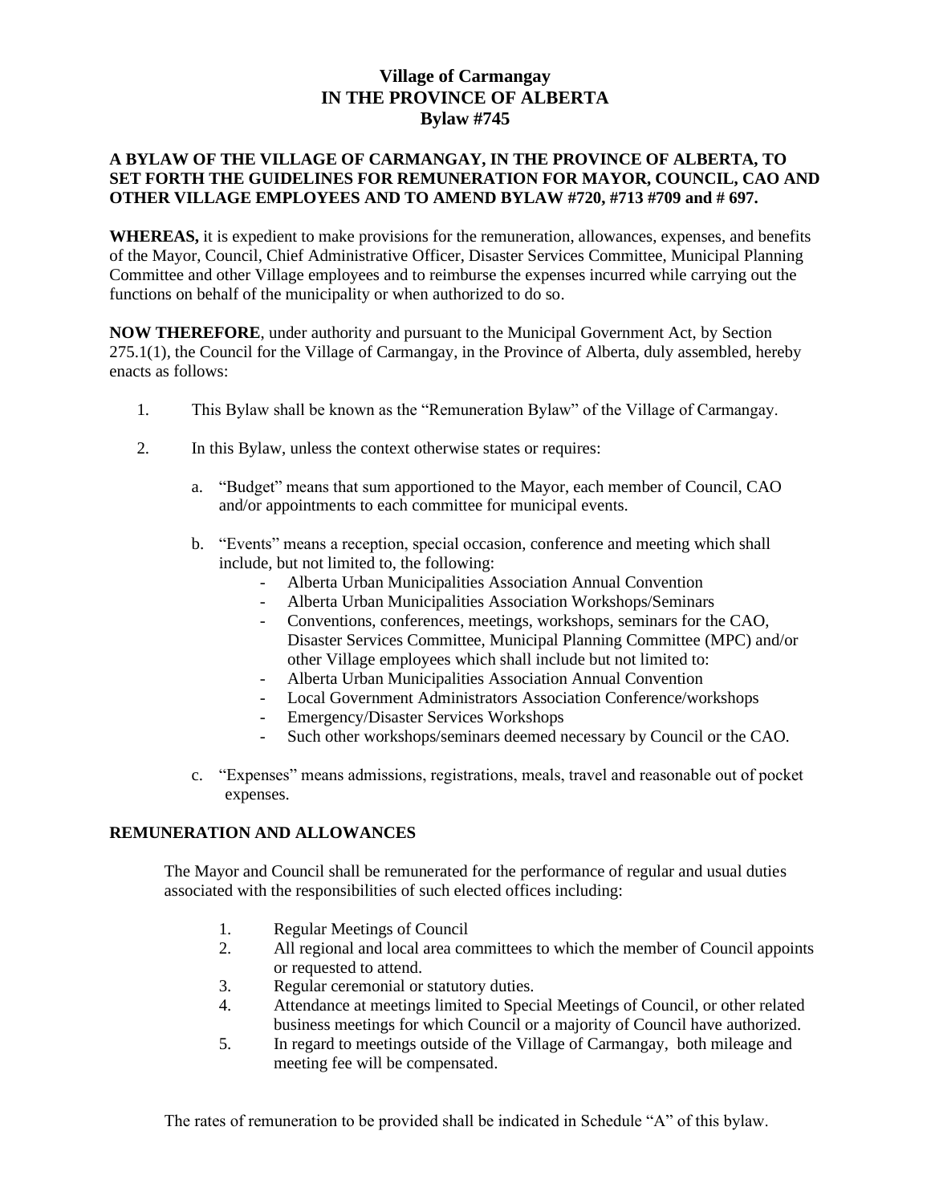# Village of Carmangay
# IN THE PROVINCE OF ALBERTA
# Bylaw #745

**A BYLAW OF THE VILLAGE OF CARMANGAY, IN THE PROVINCE OF ALBERTA, TO SET FORTH THE GUIDELINES FOR REMUNERATION FOR MAYOR, COUNCIL, CAO AND OTHER VILLAGE EMPLOYEES AND TO AMEND BYLAW #720, #713 #709 and # 697.**

**WHEREAS,** it is expedient to make provisions for the remuneration, allowances, expenses, and benefits of the Mayor, Council, Chief Administrative Officer, Disaster Services Committee, Municipal Planning Committee and other Village employees and to reimburse the expenses incurred while carrying out the functions on behalf of the municipality or when authorized to do so.

**NOW THEREFORE**, under authority and pursuant to the Municipal Government Act, by Section 275.1(1), the Council for the Village of Carmangay, in the Province of Alberta, duly assembled, hereby enacts as follows:

1. This Bylaw shall be known as the "Remuneration Bylaw" of the Village of Carmangay.

2. In this Bylaw, unless the context otherwise states or requires:

   a. "Budget" means that sum apportioned to the Mayor, each member of Council, CAO and/or appointments to each committee for municipal events.

   b. "Events" means a reception, special occasion, conference and meeting which shall include, but not limited to, the following:
      - Alberta Urban Municipalities Association Annual Convention
      - Alberta Urban Municipalities Association Workshops/Seminars
      - Conventions, conferences, meetings, workshops, seminars for the CAO, Disaster Services Committee, Municipal Planning Committee (MPC) and/or other Village employees which shall include but not limited to:
      - Alberta Urban Municipalities Association Annual Convention
      - Local Government Administrators Association Conference/workshops
      - Emergency/Disaster Services Workshops
      - Such other workshops/seminars deemed necessary by Council or the CAO.

   c. "Expenses" means admissions, registrations, meals, travel and reasonable out of pocket expenses.

## REMUNERATION AND ALLOWANCES

The Mayor and Council shall be remunerated for the performance of regular and usual duties associated with the responsibilities of such elected offices including:

1. Regular Meetings of Council
2. All regional and local area committees to which the member of Council appoints or requested to attend.
3. Regular ceremonial or statutory duties.
4. Attendance at meetings limited to Special Meetings of Council, or other related business meetings for which Council or a majority of Council have authorized.
5. In regard to meetings outside of the Village of Carmangay, both mileage and meeting fee will be compensated.

The rates of remuneration to be provided shall be indicated in Schedule "A" of this bylaw.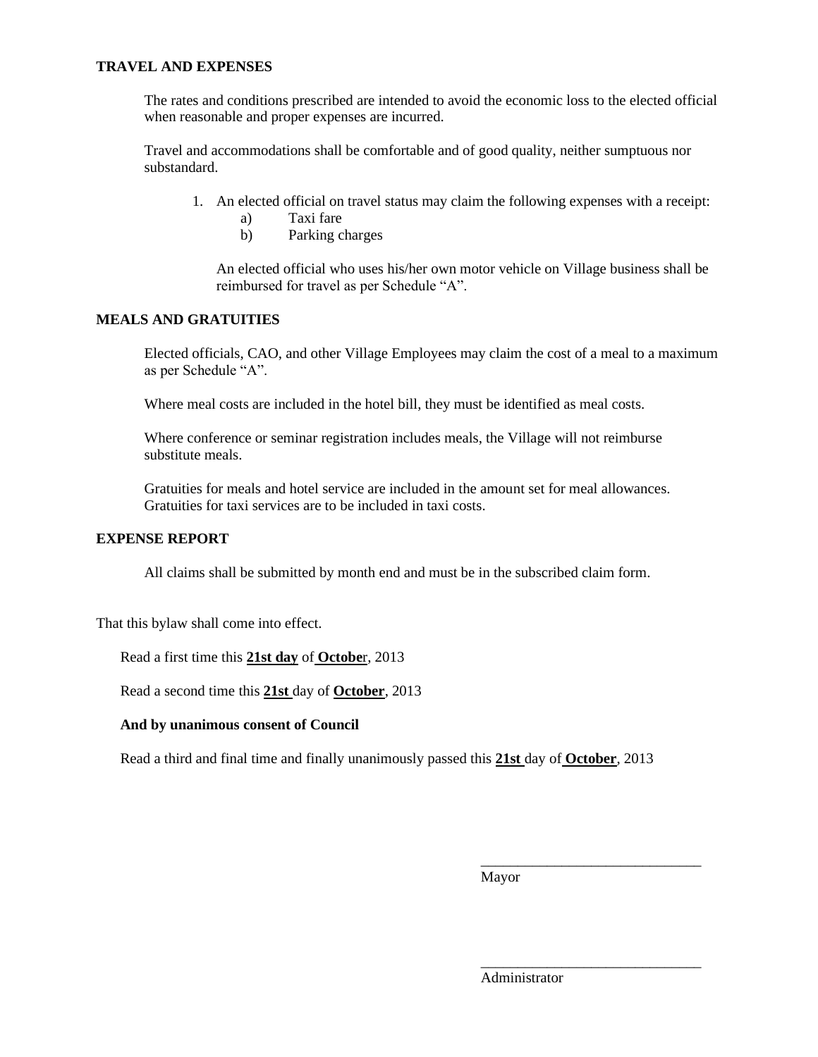**TRAVEL AND EXPENSES**

The rates and conditions prescribed are intended to avoid the economic loss to the elected official when reasonable and proper expenses are incurred.

Travel and accommodations shall be comfortable and of good quality, neither sumptuous nor substandard.

1. An elected official on travel status may claim the following expenses with a receipt:
    a) Taxi fare
    b) Parking charges

    An elected official who uses his/her own motor vehicle on Village business shall be reimbursed for travel as per Schedule "A".

**MEALS AND GRATUITIES**

Elected officials, CAO, and other Village Employees may claim the cost of a meal to a maximum as per Schedule "A".

Where meal costs are included in the hotel bill, they must be identified as meal costs.

Where conference or seminar registration includes meals, the Village will not reimburse substitute meals.

Gratuities for meals and hotel service are included in the amount set for meal allowances. Gratuities for taxi services are to be included in taxi costs.

**EXPENSE REPORT**

All claims shall be submitted by month end and must be in the subscribed claim form.

That this bylaw shall come into effect.

Read a first time this **21st day** of **October**, 2013

Read a second time this **21st** day of **October**, 2013

**And by unanimous consent of Council**

Read a third and final time and finally unanimously passed this **21st** day of **October**, 2013

_______________________________
Mayor

_______________________________
Administrator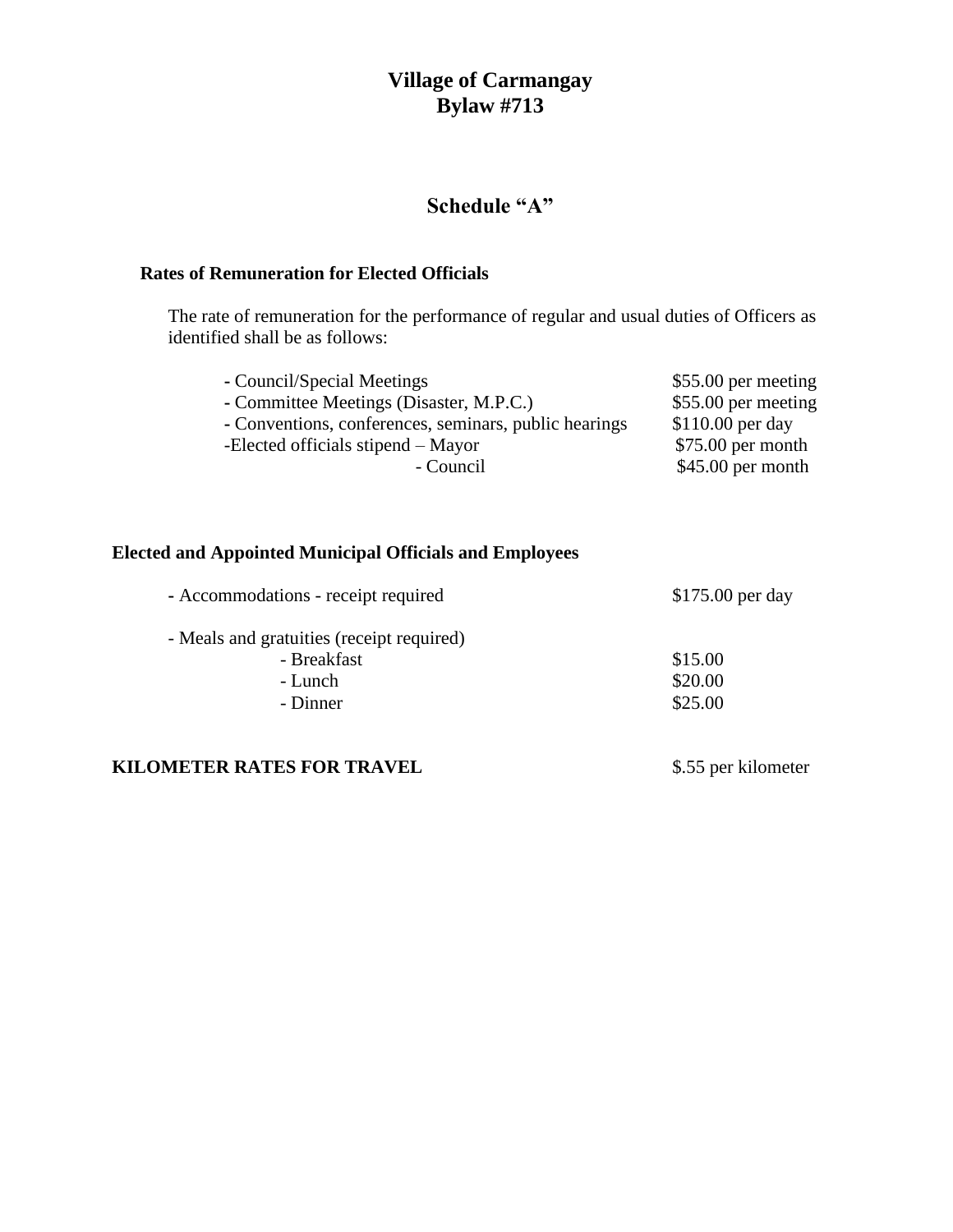# Village of Carmangay
# Bylaw #713

## Schedule "A"

### Rates of Remuneration for Elected Officials

The rate of remuneration for the performance of regular and usual duties of Officers as identified shall be as follows:

| | |
|---|---|
| - Council/Special Meetings | $55.00 per meeting |
| - Committee Meetings (Disaster, M.P.C.) | $55.00 per meeting |
| - Conventions, conferences, seminars, public hearings | $110.00 per day |
| -Elected officials stipend – Mayor | $75.00 per month |
| - Council | $45.00 per month |

### Elected and Appointed Municipal Officials and Employees

| | |
|---|---|
| - Accommodations - receipt required | $175.00 per day |
| - Meals and gratuities (receipt required) | |
| - Breakfast | $15.00 |
| - Lunch | $20.00 |
| - Dinner | $25.00 |

**KILOMETER RATES FOR TRAVEL** $.55 per kilometer